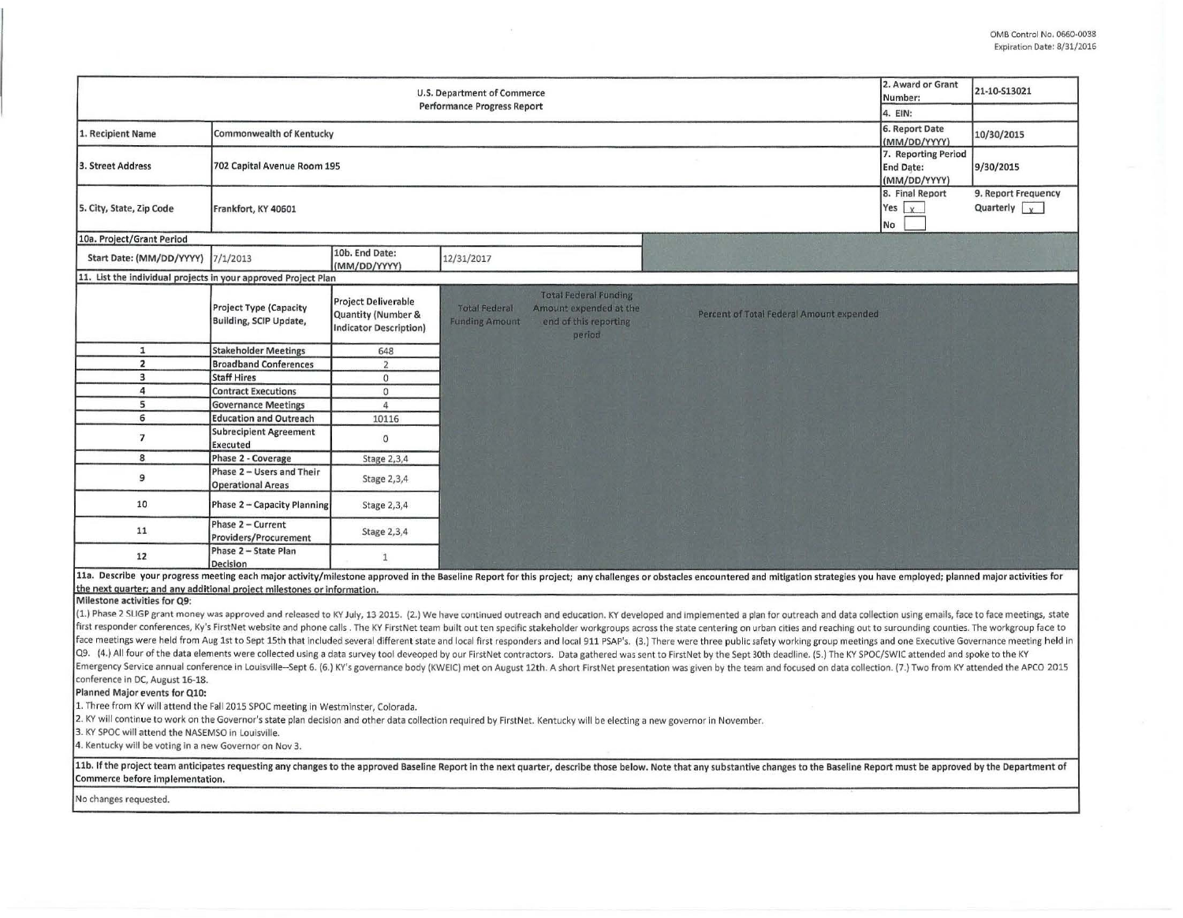OMB Control No. 0660-0038
Expiration Date: 8/31/2016

| U.S. Department of Commerce Performance Progress Report | | 2. Award or Grant Number: | 21-10-S13021 |
|---|---|---|---|
| | | 4. EIN: | |
| 1. Recipient Name | Commonwealth of Kentucky | 6. Report Date (MM/DD/YYYY) | 10/30/2015 |
| 3. Street Address | 702 Capital Avenue Room 195 | 7. Reporting Period End Date: (MM/DD/YYYY) | 9/30/2015 |
| 5. City, State, Zip Code | Frankfort, KY 40601 | 8. Final Report Yes [x] No [ ] | 9. Report Frequency Quarterly [x] |

**10a. Project/Grant Period**

| Start Date: (MM/DD/YYYY) | 7/1/2013 | 10b. End Date: (MM/DD/YYYY) | 12/31/2017 |
|---|---|---|---|

**11. List the individual projects in your approved Project Plan**

| | Project Type (Capacity Building, SCIP Update, | Project Deliverable Quantity (Number & Indicator Description) | Total Federal Funding Amount | Total Federal Funding Amount expended at the end of this reporting period | Percent of Total Federal Amount expended |
|---|---|---|---|---|---|
| 1 | Stakeholder Meetings | 648 | | | |
| 2 | Broadband Conferences | 2 | | | |
| 3 | Staff Hires | 0 | | | |
| 4 | Contract Executions | 0 | | | |
| 5 | Governance Meetings | 4 | | | |
| 6 | Education and Outreach | 10116 | | | |
| 7 | Subrecipient Agreement Executed | 0 | | | |
| 8 | Phase 2 - Coverage | Stage 2,3,4 | | | |
| 9 | Phase 2 – Users and Their Operational Areas | Stage 2,3,4 | | | |
| 10 | Phase 2 – Capacity Planning | Stage 2,3,4 | | | |
| 11 | Phase 2 – Current Providers/Procurement | Stage 2,3,4 | | | |
| 12 | Phase 2 – State Plan Decision | 1 | | | |

**11a. Describe your progress meeting each major activity/milestone approved in the Baseline Report for this project; any challenges or obstacles encountered and mitigation strategies you have employed; planned major activities for the next quarter; and any additional project milestones or information.**

**Milestone activities for Q9:**

(1.) Phase 2 SLIGP grant money was approved and released to KY July, 13 2015. (2.) We have continued outreach and education. KY developed and implemented a plan for outreach and data collection using emails, face to face meetings, state first responder conferences, Ky's FirstNet website and phone calls . The KY FirstNet team built out ten specific stakeholder workgroups across the state centering on urban cities and reaching out to surounding counties. The workgroup face to face meetings were held from Aug 1st to Sept 15th that included several different state and local first responders and local 911 PSAP's. (3.) There were three public safety working group meetings and one Executive Governance meeting held in Q9. (4.) All four of the data elements were collected using a data survey tool deveoped by our FirstNet contractors. Data gathered was sent to FirstNet by the Sept 30th deadline. (5.) The KY SPOC/SWIC attended and spoke to the KY Emergency Service annual conference in Louisville--Sept 6. (6.) KY's governance body (KWEIC) met on August 12th. A short FirstNet presentation was given by the team and focused on data collection. (7.) Two from KY attended the APCO 2015 conference in DC, August 16-18.

**Planned Major events for Q10:**

1. Three from KY will attend the Fall 2015 SPOC meeting in Westminster, Colorado.
2. KY will continue to work on the Governor's state plan decision and other data collection required by FirstNet. Kentucky will be electing a new governor in November.
3. KY SPOC will attend the NASEMSO in Louisville.
4. Kentucky will be voting in a new Governor on Nov 3.

**11b. If the project team anticipates requesting any changes to the approved Baseline Report in the next quarter, describe those below. Note that any substantive changes to the Baseline Report must be approved by the Department of Commerce before implementation.**

No changes requested.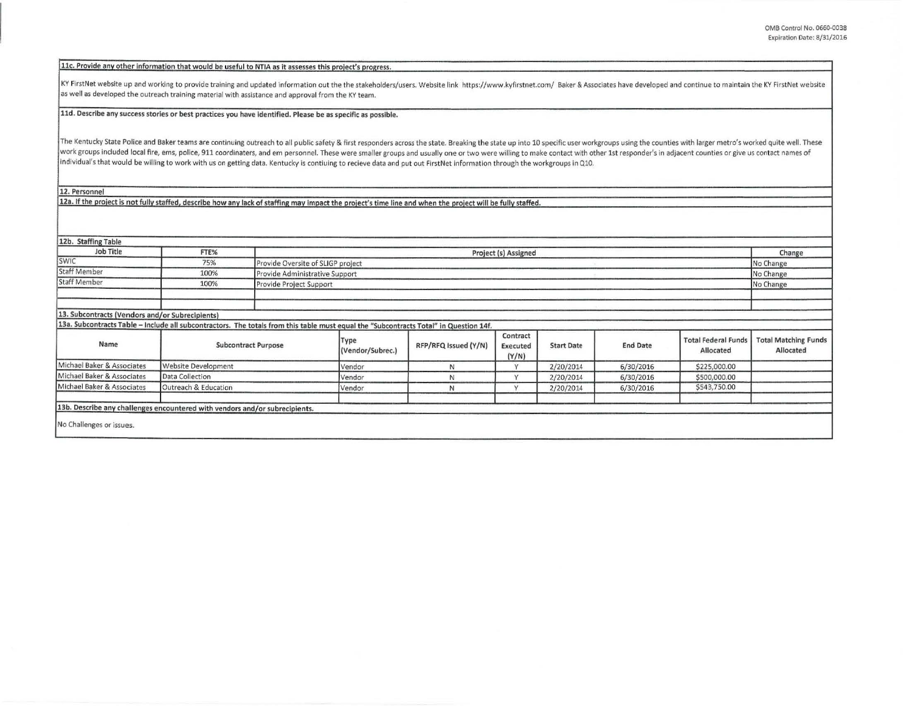**11c. Provide any other information that would be useful to NTIA as it assesses this project's progress.**

KY FirstNet website up and working to provide training and updated information out the the stakeholders/users. Website link https://www.kyfirstnet.com/ Baker & Associates have developed and continue to maintain the KY FirstNet website as well as developed the outreach training material with assistance and approval from the KY team.

**11d. Describe any success stories or best practices you have identified. Please be as specific as possible.**

The Kentucky State Police and Baker teams are continuing outreach to all public safety & first responders across the state. Breaking the state up into 10 specific user workgroups using the counties with larger metro's worked quite well. These work groups included local fire, ems, police, 911 coordinaters, and em personnel. These were smaller groups and usually one or two were willing to make contact with other 1st responder's in adjacent counties or give us contact names of individual's that would be willing to work with us on getting data. Kentucky is contiuing to recieve data and put out FirstNet information through the workgroups in Q10.

**12. Personnel**

**12a. If the project is not fully staffed, describe how any lack of staffing may impact the project's time line and when the project will be fully staffed.**

**12b. Staffing Table**

| Job Title | FTE% | Project (s) Assigned | Change |
|---|---|---|---|
| SWIC | 75% | Provide Oversite of SLIGP project | No Change |
| Staff Member | 100% | Provide Administrative Support | No Change |
| Staff Member | 100% | Provide Project Support | No Change |
| | | | |
| | | | |

**13. Subcontracts (Vendors and/or Subrecipients)**

**13a. Subcontracts Table – Include all subcontractors. The totals from this table must equal the "Subcontracts Total" in Question 14f.**

| Name | Subcontract Purpose | Type (Vendor/Subrec.) | RFP/RFQ Issued (Y/N) | Contract Executed (Y/N) | Start Date | End Date | Total Federal Funds Allocated | Total Matching Funds Allocated |
|---|---|---|---|---|---|---|---|---|
| Michael Baker & Associates | Website Development | Vendor | N | Y | 2/20/2014 | 6/30/2016 | $225,000.00 | |
| Michael Baker & Associates | Data Collection | Vendor | N | Y | 2/20/2014 | 6/30/2016 | $500,000.00 | |
| Michael Baker & Associates | Outreach & Education | Vendor | N | Y | 2/20/2014 | 6/30/2016 | $543,750.00 | |
| | | | | | | | | |

**13b. Describe any challenges encountered with vendors and/or subrecipients.**

No Challenges or issues.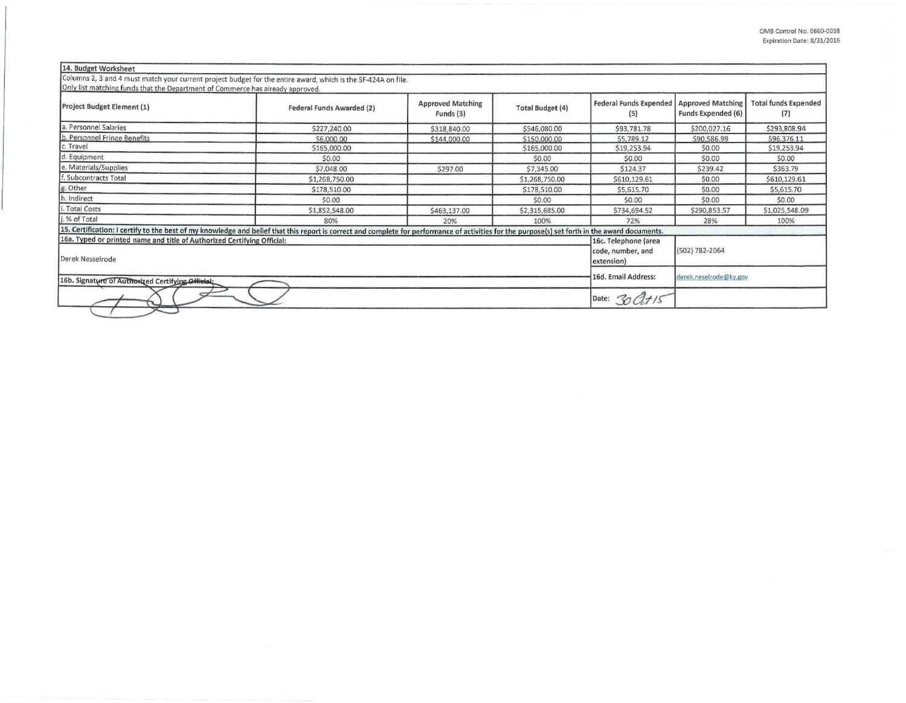OMB Control No. 0660-0038
Expiration Date: 8/31/2016

| 14. Budget Worksheet | | | | | | |
|---|---|---|---|---|---|---|
| Columns 2, 3 and 4 must match your current project budget for the entire award, which is the SF-424A on file. Only list matching funds that the Department of Commerce has already approved. | | | | | | |
| Project Budget Element (1) | Federal Funds Awarded (2) | Approved Matching Funds (3) | Total Budget (4) | Federal Funds Expended (5) | Approved Matching Funds Expended (6) | Total funds Expended (7) |
| a. Personnel Salaries | $227,240.00 | $318,840.00 | $546,080.00 | $93,781.78 | $200,027.16 | $293,808.94 |
| b. Personnel Fringe Benefits | $6,000.00 | $144,000.00 | $150,000.00 | $5,789.12 | $90,586.99 | $96,376.11 |
| c. Travel | $165,000.00 | | $165,000.00 | $19,253.94 | $0.00 | $19,253.94 |
| d. Equipment | $0.00 | | $0.00 | $0.00 | $0.00 | $0.00 |
| e. Materials/Supplies | $7,048.00 | $297.00 | $7,345.00 | $124.37 | $239.42 | $363.79 |
| f. Subcontracts Total | $1,268,750.00 | | $1,268,750.00 | $610,129.61 | $0.00 | $610,129.61 |
| g. Other | $178,510.00 | | $178,510.00 | $5,615.70 | $0.00 | $5,615.70 |
| h. Indirect | $0.00 | | $0.00 | $0.00 | $0.00 | $0.00 |
| i. Total Costs | $1,852,548.00 | $463,137.00 | $2,315,685.00 | $734,694.52 | $290,853.57 | $1,025,548.09 |
| j. % of Total | 80% | 20% | 100% | 72% | 28% | 100% |

**15. Certification:** I certify to the best of my knowledge and belief that this report is correct and complete for performance of activities for the purpose(s) set forth in the award documents.

| | | |
|---|---|---|
| **16a. Typed or printed name and title of Authorized Certifying Official:** Derek Nesselrode | 16c. Telephone (area code, number, and extension) | (502) 782-2064 |
| **16b. Signature of Authorized Certifying Official:** | 16d. Email Address: | derek.neselrode@ky.gov |
| | Date: 30 Oct 15 | |